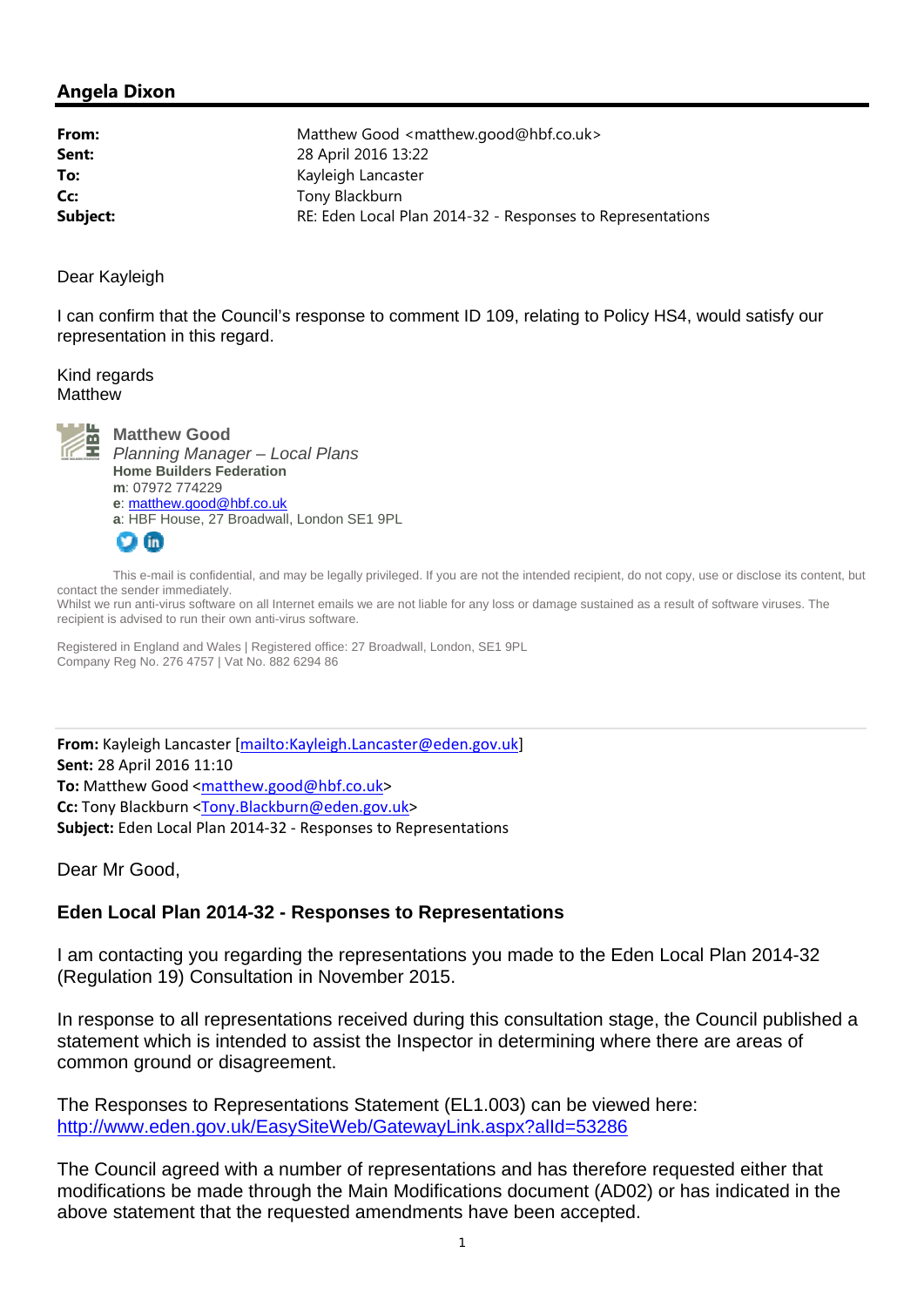## Angela Dixon

| | |
|---|---|
| **From:** | Matthew Good <matthew.good@hbf.co.uk> |
| **Sent:** | 28 April 2016 13:22 |
| **To:** | Kayleigh Lancaster |
| **Cc:** | Tony Blackburn |
| **Subject:** | RE: Eden Local Plan 2014-32 - Responses to Representations |

Dear Kayleigh

I can confirm that the Council's response to comment ID 109, relating to Policy HS4, would satisfy our representation in this regard.

Kind regards
Matthew

**Matthew Good**
*Planning Manager – Local Plans*
**Home Builders Federation**
**m**: 07972 774229
**e**: matthew.good@hbf.co.uk
**a**: HBF House, 27 Broadwall, London SE1 9PL

This e-mail is confidential, and may be legally privileged. If you are not the intended recipient, do not copy, use or disclose its content, but contact the sender immediately.
Whilst we run anti-virus software on all Internet emails we are not liable for any loss or damage sustained as a result of software viruses. The recipient is advised to run their own anti-virus software.

Registered in England and Wales | Registered office: 27 Broadwall, London, SE1 9PL
Company Reg No. 276 4757 | Vat No. 882 6294 86

---

**From:** Kayleigh Lancaster [mailto:Kayleigh.Lancaster@eden.gov.uk]
**Sent:** 28 April 2016 11:10
**To:** Matthew Good <matthew.good@hbf.co.uk>
**Cc:** Tony Blackburn <Tony.Blackburn@eden.gov.uk>
**Subject:** Eden Local Plan 2014-32 - Responses to Representations

Dear Mr Good,

**Eden Local Plan 2014-32 - Responses to Representations**

I am contacting you regarding the representations you made to the Eden Local Plan 2014-32 (Regulation 19) Consultation in November 2015.

In response to all representations received during this consultation stage, the Council published a statement which is intended to assist the Inspector in determining where there are areas of common ground or disagreement.

The Responses to Representations Statement (EL1.003) can be viewed here:
http://www.eden.gov.uk/EasySiteWeb/GatewayLink.aspx?alId=53286

The Council agreed with a number of representations and has therefore requested either that modifications be made through the Main Modifications document (AD02) or has indicated in the above statement that the requested amendments have been accepted.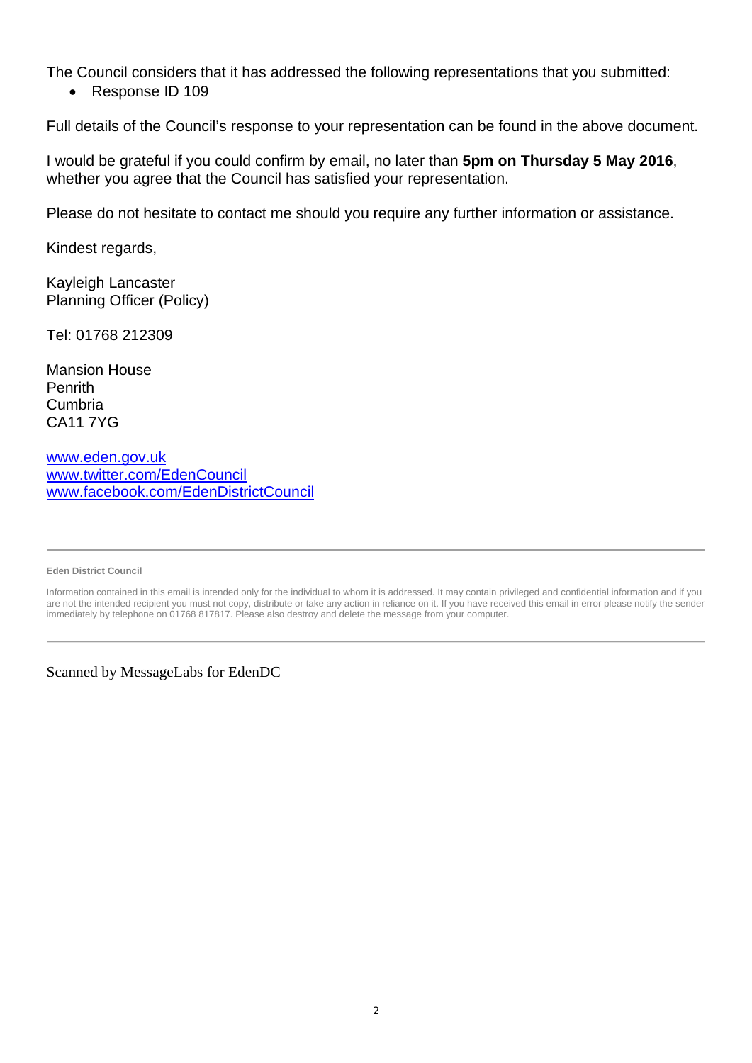The Council considers that it has addressed the following representations that you submitted:

- Response ID 109

Full details of the Council's response to your representation can be found in the above document.

I would be grateful if you could confirm by email, no later than **5pm on Thursday 5 May 2016**, whether you agree that the Council has satisfied your representation.

Please do not hesitate to contact me should you require any further information or assistance.

Kindest regards,

Kayleigh Lancaster
Planning Officer (Policy)

Tel: 01768 212309

Mansion House
Penrith
Cumbria
CA11 7YG

www.eden.gov.uk
www.twitter.com/EdenCouncil
www.facebook.com/EdenDistrictCouncil

---

**Eden District Council**

Information contained in this email is intended only for the individual to whom it is addressed. It may contain privileged and confidential information and if you are not the intended recipient you must not copy, distribute or take any action in reliance on it. If you have received this email in error please notify the sender immediately by telephone on 01768 817817. Please also destroy and delete the message from your computer.

---

Scanned by MessageLabs for EdenDC